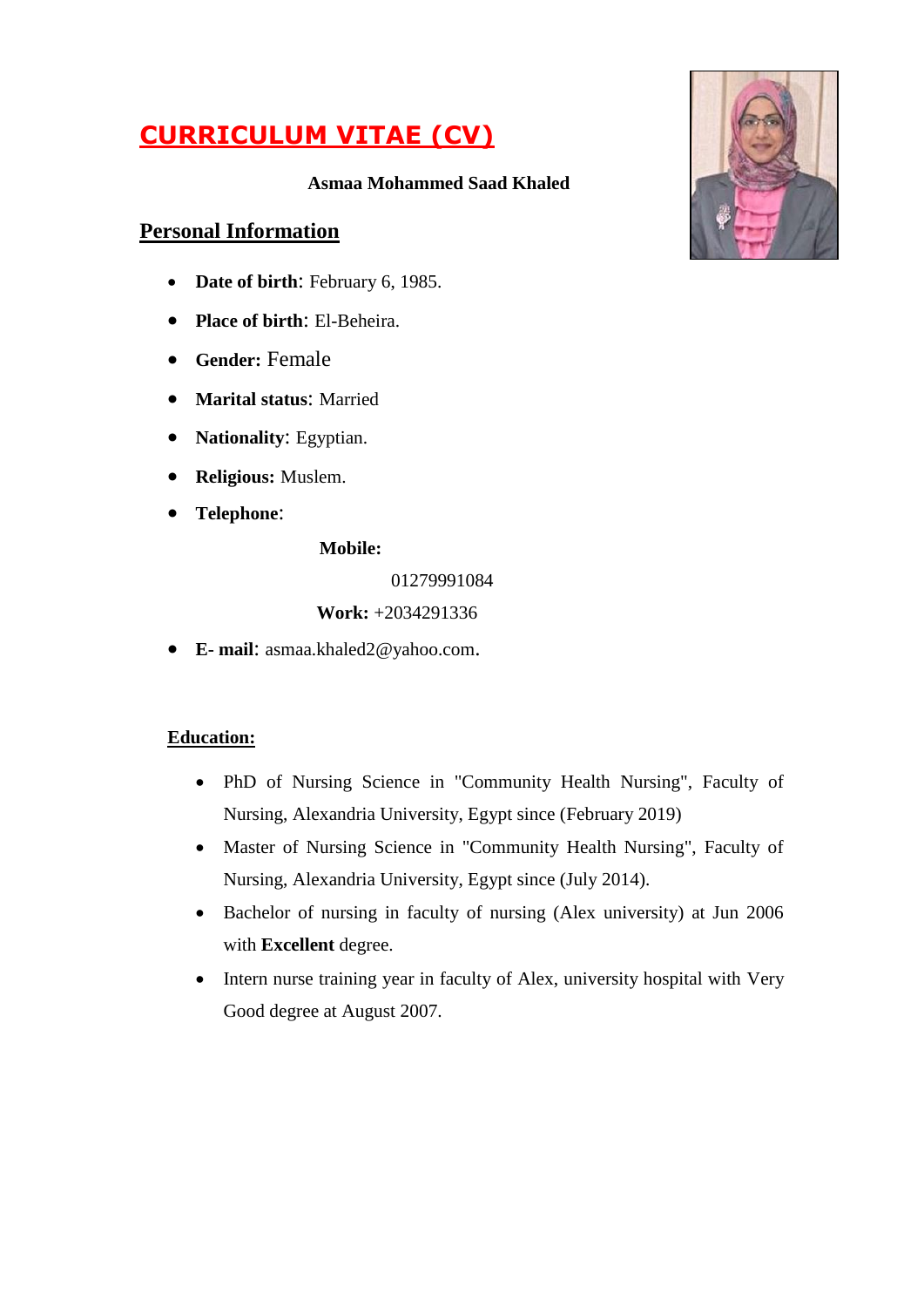# CURRICULUM VITAE (CV)

**Asmaa Mohammed Saad Khaled**

## Personal Information

- **Date of birth**: February 6, 1985.
- **Place of birth**: El-Beheira.
- **Gender:** Female
- **Marital status**: Married
- **Nationality**: Egyptian.
- **Religious:** Muslem.
- **Telephone**:

  **Mobile:**

  01279991084

  **Work:** +2034291336

- **E- mail**: asmaa.khaled2@yahoo.com.

## Education:

- PhD of Nursing Science in "Community Health Nursing", Faculty of Nursing, Alexandria University, Egypt since (February 2019)
- Master of Nursing Science in "Community Health Nursing", Faculty of Nursing, Alexandria University, Egypt since (July 2014).
- Bachelor of nursing in faculty of nursing (Alex university) at Jun 2006 with **Excellent** degree.
- Intern nurse training year in faculty of Alex, university hospital with Very Good degree at August 2007.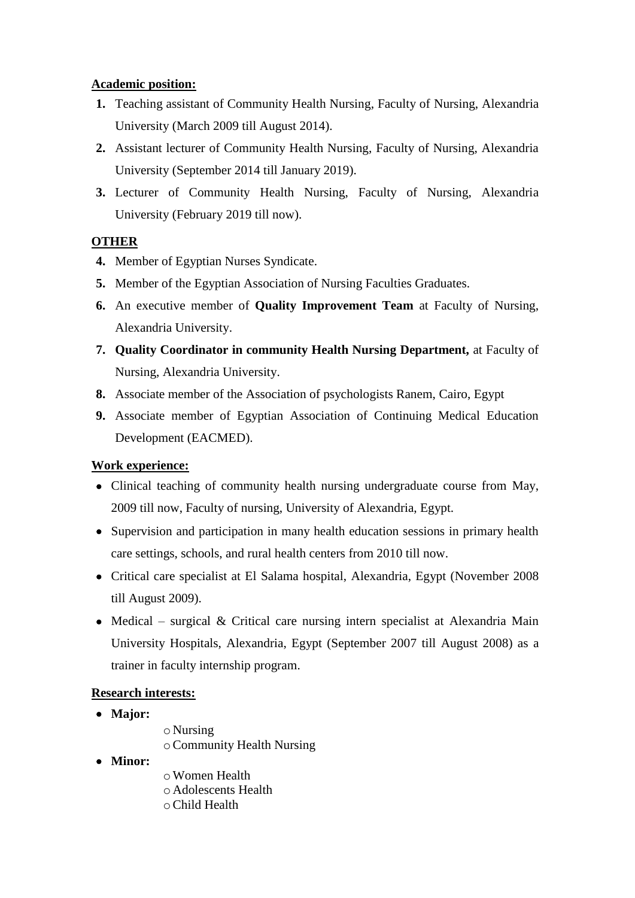**Academic position:**

1. Teaching assistant of Community Health Nursing, Faculty of Nursing, Alexandria University (March 2009 till August 2014).
2. Assistant lecturer of Community Health Nursing, Faculty of Nursing, Alexandria University (September 2014 till January 2019).
3. Lecturer of Community Health Nursing, Faculty of Nursing, Alexandria University (February 2019 till now).

**OTHER**

4. Member of Egyptian Nurses Syndicate.
5. Member of the Egyptian Association of Nursing Faculties Graduates.
6. An executive member of **Quality Improvement Team** at Faculty of Nursing, Alexandria University.
7. **Quality Coordinator in community Health Nursing Department,** at Faculty of Nursing, Alexandria University.
8. Associate member of the Association of psychologists Ranem, Cairo, Egypt
9. Associate member of Egyptian Association of Continuing Medical Education Development (EACMED).

**Work experience:**

- Clinical teaching of community health nursing undergraduate course from May, 2009 till now, Faculty of nursing, University of Alexandria, Egypt.
- Supervision and participation in many health education sessions in primary health care settings, schools, and rural health centers from 2010 till now.
- Critical care specialist at El Salama hospital, Alexandria, Egypt (November 2008 till August 2009).
- Medical – surgical & Critical care nursing intern specialist at Alexandria Main University Hospitals, Alexandria, Egypt (September 2007 till August 2008) as a trainer in faculty internship program.

**Research interests:**

- **Major:**
  - Nursing
  - Community Health Nursing
- **Minor:**
  - Women Health
  - Adolescents Health
  - Child Health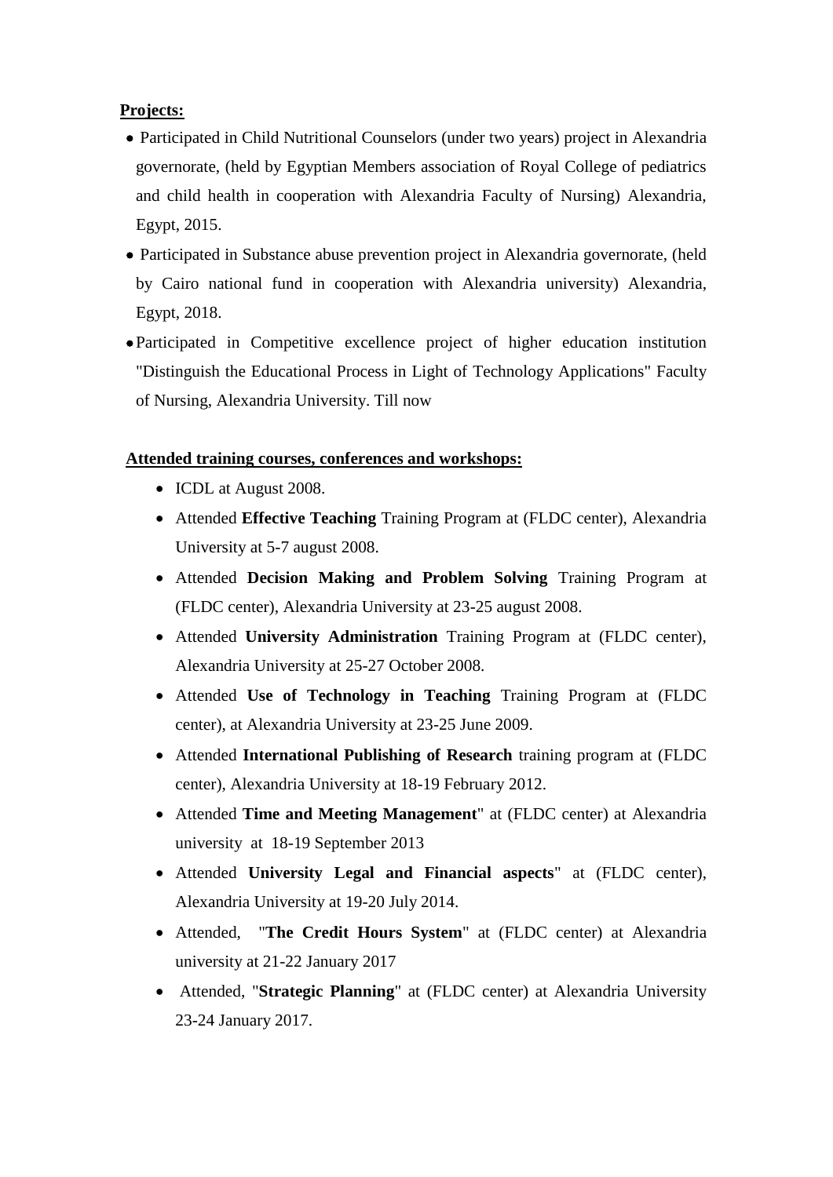**Projects:**

- Participated in Child Nutritional Counselors (under two years) project in Alexandria governorate, (held by Egyptian Members association of Royal College of pediatrics and child health in cooperation with Alexandria Faculty of Nursing) Alexandria, Egypt, 2015.
- Participated in Substance abuse prevention project in Alexandria governorate, (held by Cairo national fund in cooperation with Alexandria university) Alexandria, Egypt, 2018.
- Participated in Competitive excellence project of higher education institution "Distinguish the Educational Process in Light of Technology Applications" Faculty of Nursing, Alexandria University. Till now

**Attended training courses, conferences and workshops:**

- ICDL at August 2008.
- Attended **Effective Teaching** Training Program at (FLDC center), Alexandria University at 5-7 august 2008.
- Attended **Decision Making and Problem Solving** Training Program at (FLDC center), Alexandria University at 23-25 august 2008.
- Attended **University Administration** Training Program at (FLDC center), Alexandria University at 25-27 October 2008.
- Attended **Use of Technology in Teaching** Training Program at (FLDC center), at Alexandria University at 23-25 June 2009.
- Attended **International Publishing of Research** training program at (FLDC center), Alexandria University at 18-19 February 2012.
- Attended **Time and Meeting Management**" at (FLDC center) at Alexandria university at 18-19 September 2013
- Attended **University Legal and Financial aspects**" at (FLDC center), Alexandria University at 19-20 July 2014.
- Attended, "**The Credit Hours System**" at (FLDC center) at Alexandria university at 21-22 January 2017
- Attended, "**Strategic Planning**" at (FLDC center) at Alexandria University 23-24 January 2017.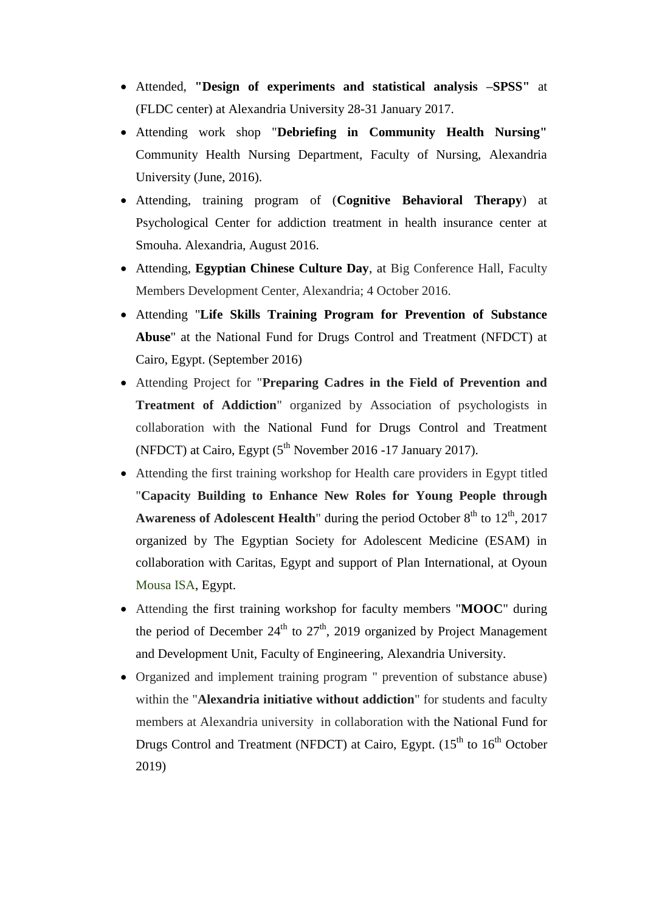- Attended, **"Design of experiments and statistical analysis –SPSS"** at (FLDC center) at Alexandria University 28-31 January 2017.
- Attending work shop "**Debriefing in Community Health Nursing"** Community Health Nursing Department, Faculty of Nursing, Alexandria University (June, 2016).
- Attending, training program of (**Cognitive Behavioral Therapy**) at Psychological Center for addiction treatment in health insurance center at Smouha. Alexandria, August 2016.
- Attending, **Egyptian Chinese Culture Day**, at Big Conference Hall, Faculty Members Development Center, Alexandria; 4 October 2016.
- Attending "**Life Skills Training Program for Prevention of Substance Abuse**" at the National Fund for Drugs Control and Treatment (NFDCT) at Cairo, Egypt. (September 2016)
- Attending Project for "**Preparing Cadres in the Field of Prevention and Treatment of Addiction**" organized by Association of psychologists in collaboration with the National Fund for Drugs Control and Treatment (NFDCT) at Cairo, Egypt (5th November 2016 -17 January 2017).
- Attending the first training workshop for Health care providers in Egypt titled "**Capacity Building to Enhance New Roles for Young People through Awareness of Adolescent Health**" during the period October 8th to 12th, 2017 organized by The Egyptian Society for Adolescent Medicine (ESAM) in collaboration with Caritas, Egypt and support of Plan International, at Oyoun Mousa ISA, Egypt.
- Attending the first training workshop for faculty members "**MOOC**" during the period of December 24th to 27th, 2019 organized by Project Management and Development Unit, Faculty of Engineering, Alexandria University.
- Organized and implement training program " prevention of substance abuse) within the "**Alexandria initiative without addiction**" for students and faculty members at Alexandria university in collaboration with the National Fund for Drugs Control and Treatment (NFDCT) at Cairo, Egypt. (15th to 16th October 2019)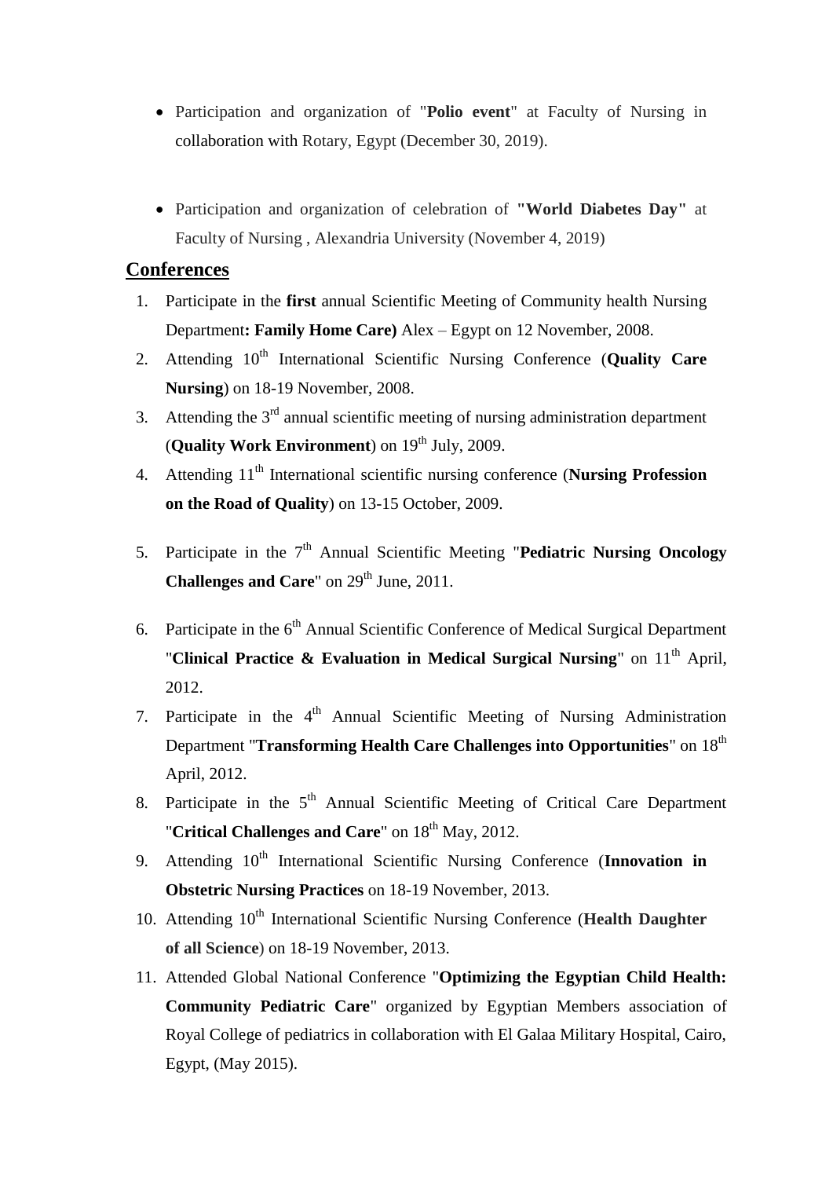- Participation and organization of "**Polio event**" at Faculty of Nursing in collaboration with Rotary, Egypt (December 30, 2019).

- Participation and organization of celebration of **"World Diabetes Day"** at Faculty of Nursing , Alexandria University (November 4, 2019)

## Conferences

1. Participate in the **first** annual Scientific Meeting of Community health Nursing Department**: Family Home Care)** Alex – Egypt on 12 November, 2008.
2. Attending 10th International Scientific Nursing Conference (**Quality Care Nursing**) on 18-19 November, 2008.
3. Attending the 3rd annual scientific meeting of nursing administration department (**Quality Work Environment**) on 19th July, 2009.
4. Attending 11th International scientific nursing conference (**Nursing Profession on the Road of Quality**) on 13-15 October, 2009.
5. Participate in the 7th Annual Scientific Meeting "**Pediatric Nursing Oncology Challenges and Care**" on 29th June, 2011.
6. Participate in the 6th Annual Scientific Conference of Medical Surgical Department "**Clinical Practice & Evaluation in Medical Surgical Nursing**" on 11th April, 2012.
7. Participate in the 4th Annual Scientific Meeting of Nursing Administration Department "**Transforming Health Care Challenges into Opportunities**" on 18th April, 2012.
8. Participate in the 5th Annual Scientific Meeting of Critical Care Department "**Critical Challenges and Care**" on 18th May, 2012.
9. Attending 10th International Scientific Nursing Conference (**Innovation in Obstetric Nursing Practices** on 18-19 November, 2013.
10. Attending 10th International Scientific Nursing Conference (**Health Daughter of all Science**) on 18-19 November, 2013.
11. Attended Global National Conference "**Optimizing the Egyptian Child Health: Community Pediatric Care**" organized by Egyptian Members association of Royal College of pediatrics in collaboration with El Galaa Military Hospital, Cairo, Egypt, (May 2015).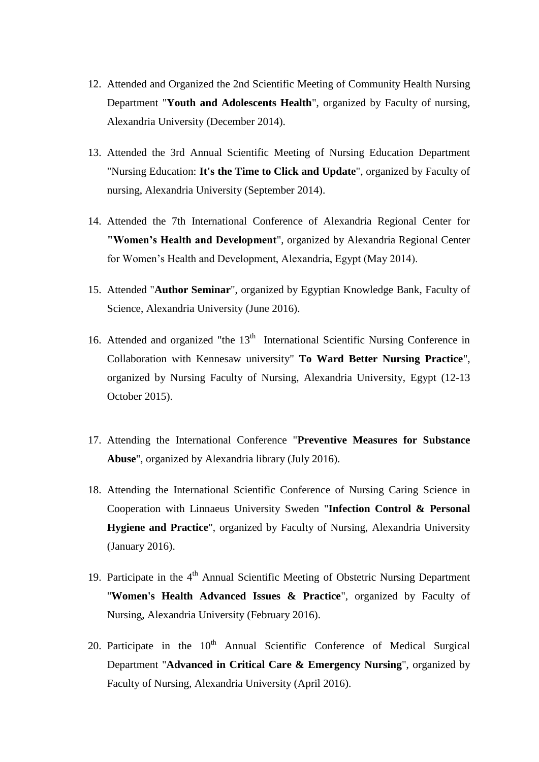12. Attended and Organized the 2nd Scientific Meeting of Community Health Nursing Department "**Youth and Adolescents Health**", organized by Faculty of nursing, Alexandria University (December 2014).

13. Attended the 3rd Annual Scientific Meeting of Nursing Education Department "Nursing Education: **It's the Time to Click and Update**", organized by Faculty of nursing, Alexandria University (September 2014).

14. Attended the 7th International Conference of Alexandria Regional Center for **"Women's Health and Development**", organized by Alexandria Regional Center for Women's Health and Development, Alexandria, Egypt (May 2014).

15. Attended "**Author Seminar**", organized by Egyptian Knowledge Bank, Faculty of Science, Alexandria University (June 2016).

16. Attended and organized "the 13th International Scientific Nursing Conference in Collaboration with Kennesaw university" **To Ward Better Nursing Practice**", organized by Nursing Faculty of Nursing, Alexandria University, Egypt (12-13 October 2015).

17. Attending the International Conference "**Preventive Measures for Substance Abuse**", organized by Alexandria library (July 2016).

18. Attending the International Scientific Conference of Nursing Caring Science in Cooperation with Linnaeus University Sweden "**Infection Control & Personal Hygiene and Practice**", organized by Faculty of Nursing, Alexandria University (January 2016).

19. Participate in the 4th Annual Scientific Meeting of Obstetric Nursing Department "**Women's Health Advanced Issues & Practice**", organized by Faculty of Nursing, Alexandria University (February 2016).

20. Participate in the 10th Annual Scientific Conference of Medical Surgical Department "**Advanced in Critical Care & Emergency Nursing**", organized by Faculty of Nursing, Alexandria University (April 2016).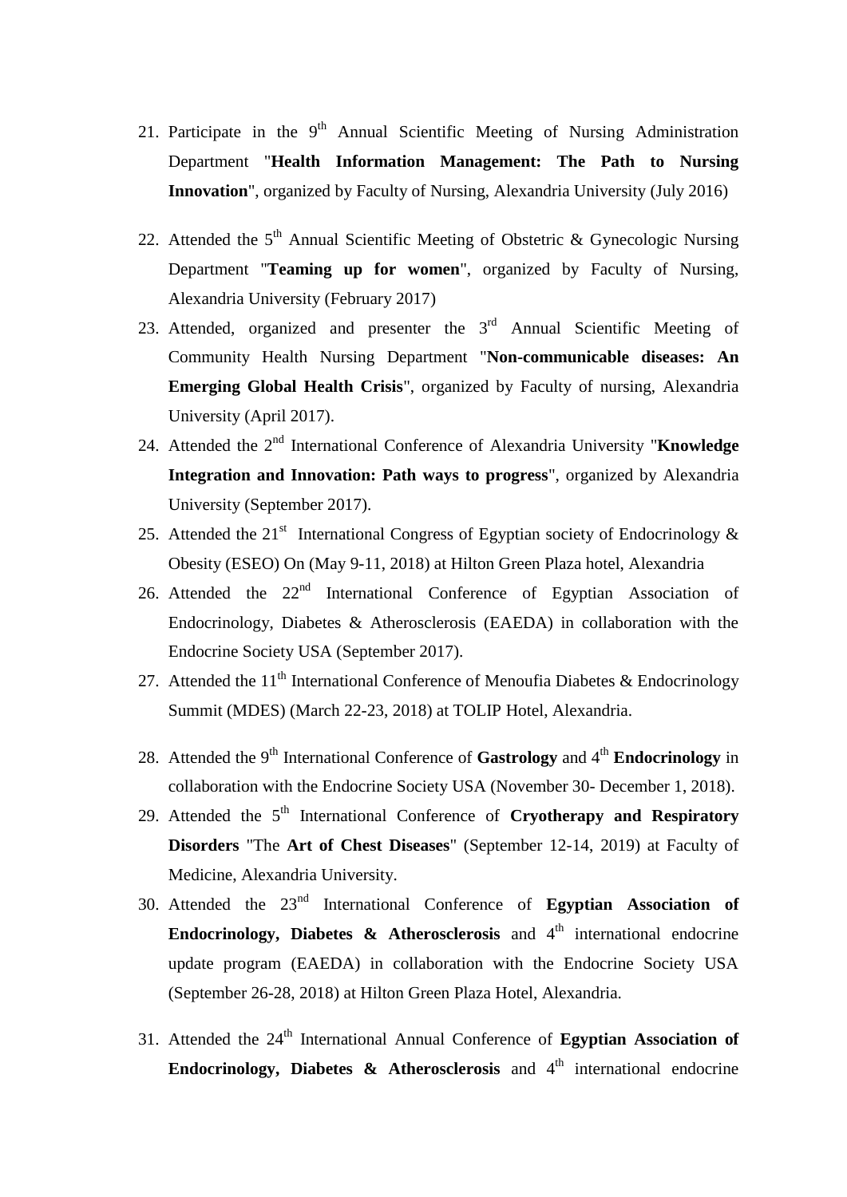21. Participate in the 9th Annual Scientific Meeting of Nursing Administration Department "**Health Information Management: The Path to Nursing Innovation**", organized by Faculty of Nursing, Alexandria University (July 2016)

22. Attended the 5th Annual Scientific Meeting of Obstetric & Gynecologic Nursing Department "**Teaming up for women**", organized by Faculty of Nursing, Alexandria University (February 2017)

23. Attended, organized and presenter the 3rd Annual Scientific Meeting of Community Health Nursing Department "**Non-communicable diseases: An Emerging Global Health Crisis**", organized by Faculty of nursing, Alexandria University (April 2017).

24. Attended the 2nd International Conference of Alexandria University "**Knowledge Integration and Innovation: Path ways to progress**", organized by Alexandria University (September 2017).

25. Attended the 21st International Congress of Egyptian society of Endocrinology & Obesity (ESEO) On (May 9-11, 2018) at Hilton Green Plaza hotel, Alexandria

26. Attended the 22nd International Conference of Egyptian Association of Endocrinology, Diabetes & Atherosclerosis (EAEDA) in collaboration with the Endocrine Society USA (September 2017).

27. Attended the 11th International Conference of Menoufia Diabetes & Endocrinology Summit (MDES) (March 22-23, 2018) at TOLIP Hotel, Alexandria.

28. Attended the 9th International Conference of **Gastrology** and 4th **Endocrinology** in collaboration with the Endocrine Society USA (November 30- December 1, 2018).

29. Attended the 5th International Conference of **Cryotherapy and Respiratory Disorders** "The **Art of Chest Diseases**" (September 12-14, 2019) at Faculty of Medicine, Alexandria University.

30. Attended the 23nd International Conference of **Egyptian Association of Endocrinology, Diabetes & Atherosclerosis** and 4th international endocrine update program (EAEDA) in collaboration with the Endocrine Society USA (September 26-28, 2018) at Hilton Green Plaza Hotel, Alexandria.

31. Attended the 24th International Annual Conference of **Egyptian Association of Endocrinology, Diabetes & Atherosclerosis** and 4th international endocrine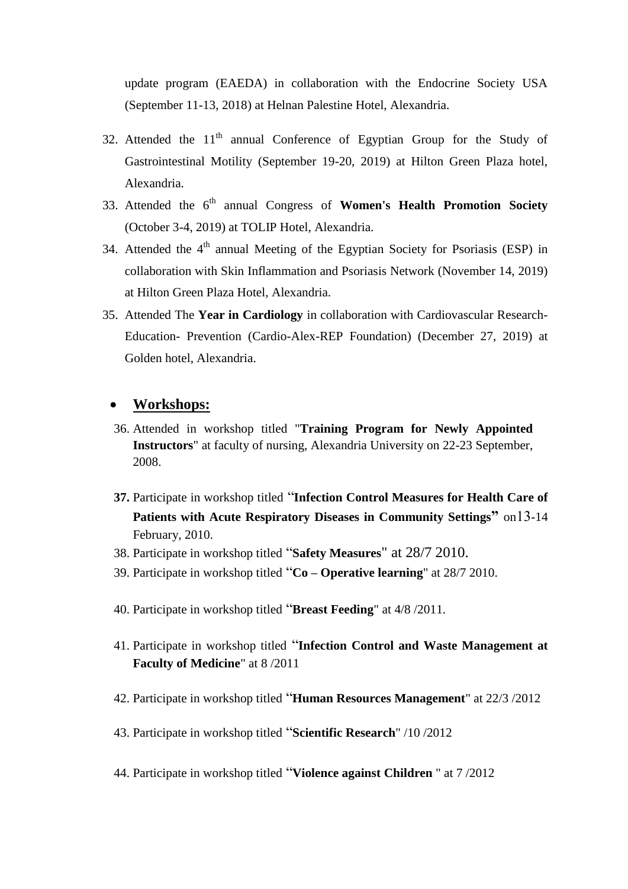update program (EAEDA) in collaboration with the Endocrine Society USA (September 11-13, 2018) at Helnan Palestine Hotel, Alexandria.

32. Attended the 11th annual Conference of Egyptian Group for the Study of Gastrointestinal Motility (September 19-20, 2019) at Hilton Green Plaza hotel, Alexandria.
33. Attended the 6th annual Congress of **Women's Health Promotion Society** (October 3-4, 2019) at TOLIP Hotel, Alexandria.
34. Attended the 4th annual Meeting of the Egyptian Society for Psoriasis (ESP) in collaboration with Skin Inflammation and Psoriasis Network (November 14, 2019) at Hilton Green Plaza Hotel, Alexandria.
35. Attended The **Year in Cardiology** in collaboration with Cardiovascular Research-Education- Prevention (Cardio-Alex-REP Foundation) (December 27, 2019) at Golden hotel, Alexandria.

- **Workshops:**

36. Attended in workshop titled "**Training Program for Newly Appointed Instructors**" at faculty of nursing, Alexandria University on 22-23 September, 2008.
37. Participate in workshop titled "**Infection Control Measures for Health Care of Patients with Acute Respiratory Diseases in Community Settings**" on13-14 February, 2010.
38. Participate in workshop titled "**Safety Measures**" at 28/7 2010.
39. Participate in workshop titled "**Co – Operative learning**" at 28/7 2010.
40. Participate in workshop titled "**Breast Feeding**" at 4/8 /2011.
41. Participate in workshop titled "**Infection Control and Waste Management at Faculty of Medicine**" at 8 /2011
42. Participate in workshop titled "**Human Resources Management**" at 22/3 /2012
43. Participate in workshop titled "**Scientific Research**" /10 /2012
44. Participate in workshop titled "**Violence against Children** " at 7 /2012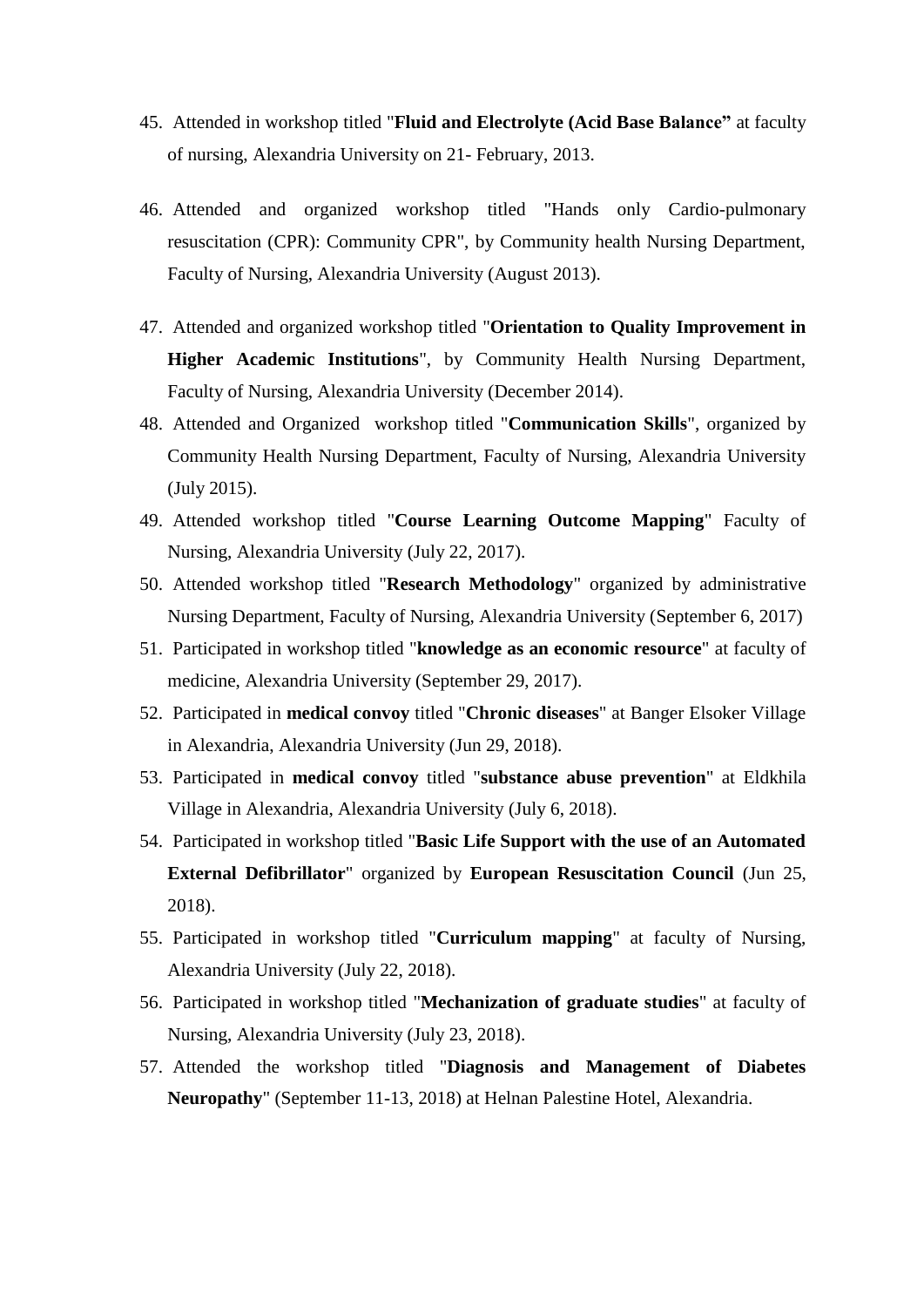45. Attended in workshop titled "**Fluid and Electrolyte (Acid Base Balance"** at faculty of nursing, Alexandria University on 21- February, 2013.

46. Attended and organized workshop titled "Hands only Cardio-pulmonary resuscitation (CPR): Community CPR", by Community health Nursing Department, Faculty of Nursing, Alexandria University (August 2013).

47. Attended and organized workshop titled "**Orientation to Quality Improvement in Higher Academic Institutions**", by Community Health Nursing Department, Faculty of Nursing, Alexandria University (December 2014).
48. Attended and Organized workshop titled "**Communication Skills**", organized by Community Health Nursing Department, Faculty of Nursing, Alexandria University (July 2015).
49. Attended workshop titled "**Course Learning Outcome Mapping**" Faculty of Nursing, Alexandria University (July 22, 2017).
50. Attended workshop titled "**Research Methodology**" organized by administrative Nursing Department, Faculty of Nursing, Alexandria University (September 6, 2017)
51. Participated in workshop titled "**knowledge as an economic resource**" at faculty of medicine, Alexandria University (September 29, 2017).
52. Participated in **medical convoy** titled "**Chronic diseases**" at Banger Elsoker Village in Alexandria, Alexandria University (Jun 29, 2018).
53. Participated in **medical convoy** titled "**substance abuse prevention**" at Eldkhila Village in Alexandria, Alexandria University (July 6, 2018).
54. Participated in workshop titled "**Basic Life Support with the use of an Automated External Defibrillator**" organized by **European Resuscitation Council** (Jun 25, 2018).
55. Participated in workshop titled "**Curriculum mapping**" at faculty of Nursing, Alexandria University (July 22, 2018).
56. Participated in workshop titled "**Mechanization of graduate studies**" at faculty of Nursing, Alexandria University (July 23, 2018).
57. Attended the workshop titled "**Diagnosis and Management of Diabetes Neuropathy**" (September 11-13, 2018) at Helnan Palestine Hotel, Alexandria.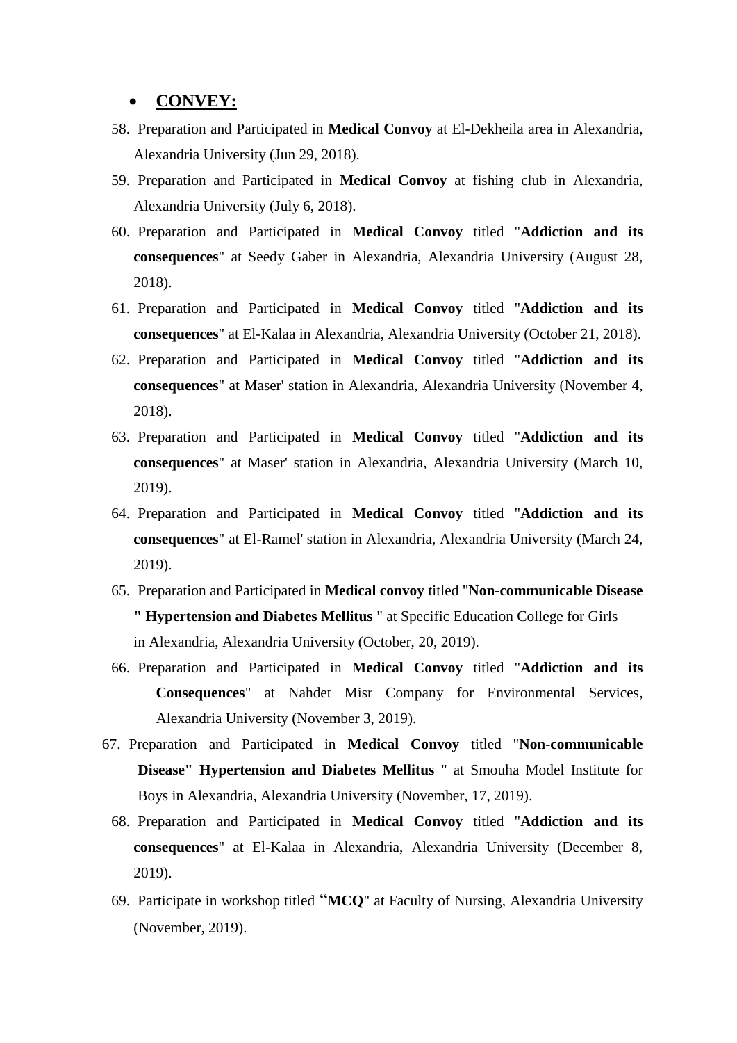- **CONVEY:**

58. Preparation and Participated in **Medical Convoy** at El-Dekheila area in Alexandria, Alexandria University (Jun 29, 2018).
59. Preparation and Participated in **Medical Convoy** at fishing club in Alexandria, Alexandria University (July 6, 2018).
60. Preparation and Participated in **Medical Convoy** titled "**Addiction and its consequences**" at Seedy Gaber in Alexandria, Alexandria University (August 28, 2018).
61. Preparation and Participated in **Medical Convoy** titled "**Addiction and its consequences**" at El-Kalaa in Alexandria, Alexandria University (October 21, 2018).
62. Preparation and Participated in **Medical Convoy** titled "**Addiction and its consequences**" at Maser' station in Alexandria, Alexandria University (November 4, 2018).
63. Preparation and Participated in **Medical Convoy** titled "**Addiction and its consequences**" at Maser' station in Alexandria, Alexandria University (March 10, 2019).
64. Preparation and Participated in **Medical Convoy** titled "**Addiction and its consequences**" at El-Ramel' station in Alexandria, Alexandria University (March 24, 2019).
65. Preparation and Participated in **Medical convoy** titled "**Non-communicable Disease " Hypertension and Diabetes Mellitus** " at Specific Education College for Girls in Alexandria, Alexandria University (October, 20, 2019).
66. Preparation and Participated in **Medical Convoy** titled "**Addiction and its Consequences**" at Nahdet Misr Company for Environmental Services, Alexandria University (November 3, 2019).
67. Preparation and Participated in **Medical Convoy** titled "**Non-communicable Disease" Hypertension and Diabetes Mellitus** " at Smouha Model Institute for Boys in Alexandria, Alexandria University (November, 17, 2019).
68. Preparation and Participated in **Medical Convoy** titled "**Addiction and its consequences**" at El-Kalaa in Alexandria, Alexandria University (December 8, 2019).
69. Participate in workshop titled "**MCQ**" at Faculty of Nursing, Alexandria University (November, 2019).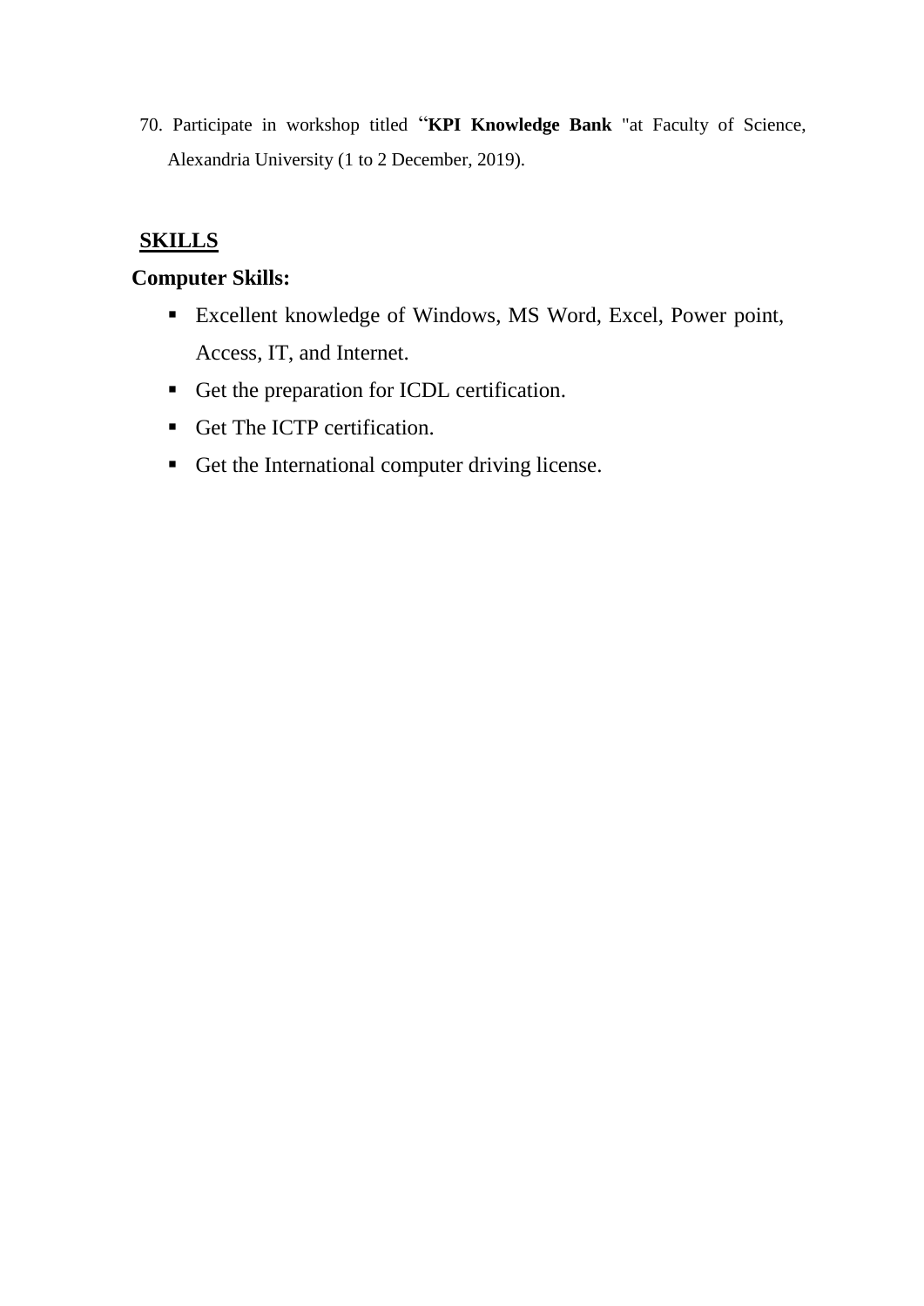70. Participate in workshop titled "**KPI Knowledge Bank** "at Faculty of Science, Alexandria University (1 to 2 December, 2019).

## SKILLS

**Computer Skills:**

- Excellent knowledge of Windows, MS Word, Excel, Power point, Access, IT, and Internet.
- Get the preparation for ICDL certification.
- Get The ICTP certification.
- Get the International computer driving license.